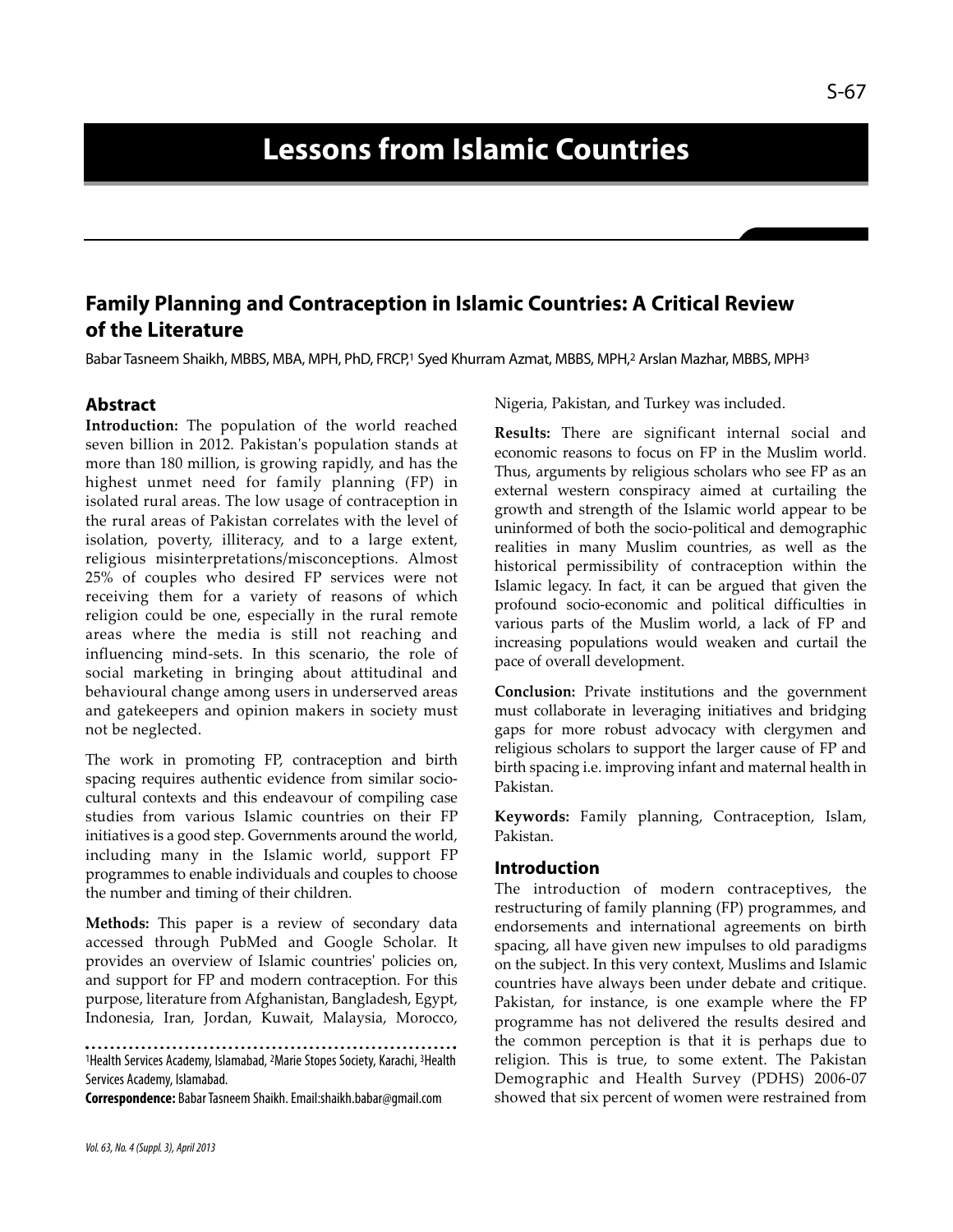# Lessons from Islamic Countries

## Family Planning and Contraception in Islamic Countries: A Critical Review of the Literature

Babar Tasneem Shaikh, MBBS, MBA, MPH, PhD, FRCP,[1] Syed Khurram Azmat, MBBS, MPH,[2] Arslan Mazhar, MBBS, MPH[3]

### Abstract

**Introduction:** The population of the world reached seven billion in 2012. Pakistan's population stands at more than 180 million, is growing rapidly, and has the highest unmet need for family planning (FP) in isolated rural areas. The low usage of contraception in the rural areas of Pakistan correlates with the level of isolation, poverty, illiteracy, and to a large extent, religious misinterpretations/misconceptions. Almost 25% of couples who desired FP services were not receiving them for a variety of reasons of which religion could be one, especially in the rural remote areas where the media is still not reaching and influencing mind-sets. In this scenario, the role of social marketing in bringing about attitudinal and behavioural change among users in underserved areas and gatekeepers and opinion makers in society must not be neglected.

The work in promoting FP, contraception and birth spacing requires authentic evidence from similar socio-cultural contexts and this endeavour of compiling case studies from various Islamic countries on their FP initiatives is a good step. Governments around the world, including many in the Islamic world, support FP programmes to enable individuals and couples to choose the number and timing of their children.

**Methods:** This paper is a review of secondary data accessed through PubMed and Google Scholar. It provides an overview of Islamic countries' policies on, and support for FP and modern contraception. For this purpose, literature from Afghanistan, Bangladesh, Egypt, Indonesia, Iran, Jordan, Kuwait, Malaysia, Morocco, Nigeria, Pakistan, and Turkey was included.

**Results:** There are significant internal social and economic reasons to focus on FP in the Muslim world. Thus, arguments by religious scholars who see FP as an external western conspiracy aimed at curtailing the growth and strength of the Islamic world appear to be uninformed of both the socio-political and demographic realities in many Muslim countries, as well as the historical permissibility of contraception within the Islamic legacy. In fact, it can be argued that given the profound socio-economic and political difficulties in various parts of the Muslim world, a lack of FP and increasing populations would weaken and curtail the pace of overall development.

**Conclusion:** Private institutions and the government must collaborate in leveraging initiatives and bridging gaps for more robust advocacy with clergymen and religious scholars to support the larger cause of FP and birth spacing i.e. improving infant and maternal health in Pakistan.

**Keywords:** Family planning, Contraception, Islam, Pakistan.

[1]Health Services Academy, Islamabad, [2]Marie Stopes Society, Karachi, [3]Health Services Academy, Islamabad.

**Correspondence:** Babar Tasneem Shaikh. Email:shaikh.babar@gmail.com

### Introduction

The introduction of modern contraceptives, the restructuring of family planning (FP) programmes, and endorsements and international agreements on birth spacing, all have given new impulses to old paradigms on the subject. In this very context, Muslims and Islamic countries have always been under debate and critique. Pakistan, for instance, is one example where the FP programme has not delivered the results desired and the common perception is that it is perhaps due to religion. This is true, to some extent. The Pakistan Demographic and Health Survey (PDHS) 2006-07 showed that six percent of women were restrained from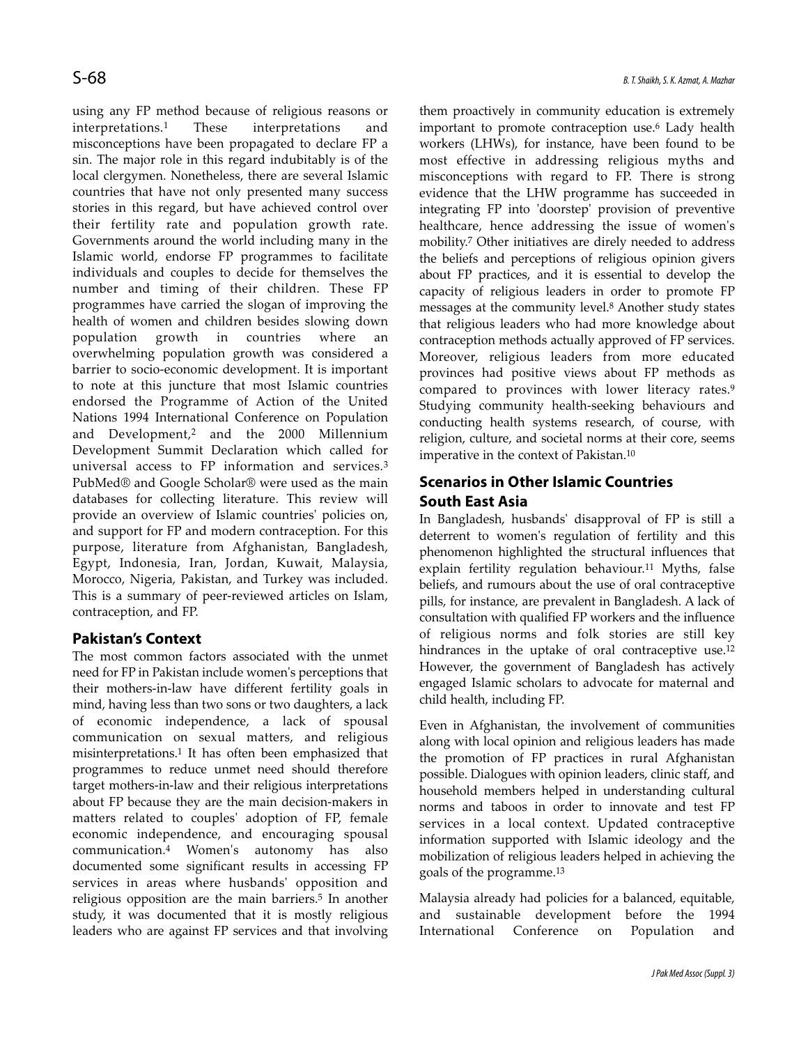using any FP method because of religious reasons or interpretations.[1] These interpretations and misconceptions have been propagated to declare FP a sin. The major role in this regard indubitably is of the local clergymen. Nonetheless, there are several Islamic countries that have not only presented many success stories in this regard, but have achieved control over their fertility rate and population growth rate. Governments around the world including many in the Islamic world, endorse FP programmes to facilitate individuals and couples to decide for themselves the number and timing of their children. These FP programmes have carried the slogan of improving the health of women and children besides slowing down population growth in countries where an overwhelming population growth was considered a barrier to socio-economic development. It is important to note at this juncture that most Islamic countries endorsed the Programme of Action of the United Nations 1994 International Conference on Population and Development,[2] and the 2000 Millennium Development Summit Declaration which called for universal access to FP information and services.[3] PubMed® and Google Scholar® were used as the main databases for collecting literature. This review will provide an overview of Islamic countries' policies on, and support for FP and modern contraception. For this purpose, literature from Afghanistan, Bangladesh, Egypt, Indonesia, Iran, Jordan, Kuwait, Malaysia, Morocco, Nigeria, Pakistan, and Turkey was included. This is a summary of peer-reviewed articles on Islam, contraception, and FP.

## Pakistan's Context

The most common factors associated with the unmet need for FP in Pakistan include women's perceptions that their mothers-in-law have different fertility goals in mind, having less than two sons or two daughters, a lack of economic independence, a lack of spousal communication on sexual matters, and religious misinterpretations.[1] It has often been emphasized that programmes to reduce unmet need should therefore target mothers-in-law and their religious interpretations about FP because they are the main decision-makers in matters related to couples' adoption of FP, female economic independence, and encouraging spousal communication.[4] Women's autonomy has also documented some significant results in accessing FP services in areas where husbands' opposition and religious opposition are the main barriers.[5] In another study, it was documented that it is mostly religious leaders who are against FP services and that involving them proactively in community education is extremely important to promote contraception use.[6] Lady health workers (LHWs), for instance, have been found to be most effective in addressing religious myths and misconceptions with regard to FP. There is strong evidence that the LHW programme has succeeded in integrating FP into 'doorstep' provision of preventive healthcare, hence addressing the issue of women's mobility.[7] Other initiatives are direly needed to address the beliefs and perceptions of religious opinion givers about FP practices, and it is essential to develop the capacity of religious leaders in order to promote FP messages at the community level.[8] Another study states that religious leaders who had more knowledge about contraception methods actually approved of FP services. Moreover, religious leaders from more educated provinces had positive views about FP methods as compared to provinces with lower literacy rates.[9] Studying community health-seeking behaviours and conducting health systems research, of course, with religion, culture, and societal norms at their core, seems imperative in the context of Pakistan.[10]

## Scenarios in Other Islamic Countries

### South East Asia

In Bangladesh, husbands' disapproval of FP is still a deterrent to women's regulation of fertility and this phenomenon highlighted the structural influences that explain fertility regulation behaviour.[11] Myths, false beliefs, and rumours about the use of oral contraceptive pills, for instance, are prevalent in Bangladesh. A lack of consultation with qualified FP workers and the influence of religious norms and folk stories are still key hindrances in the uptake of oral contraceptive use.[12] However, the government of Bangladesh has actively engaged Islamic scholars to advocate for maternal and child health, including FP.

Even in Afghanistan, the involvement of communities along with local opinion and religious leaders has made the promotion of FP practices in rural Afghanistan possible. Dialogues with opinion leaders, clinic staff, and household members helped in understanding cultural norms and taboos in order to innovate and test FP services in a local context. Updated contraceptive information supported with Islamic ideology and the mobilization of religious leaders helped in achieving the goals of the programme.[13]

Malaysia already had policies for a balanced, equitable, and sustainable development before the 1994 International Conference on Population and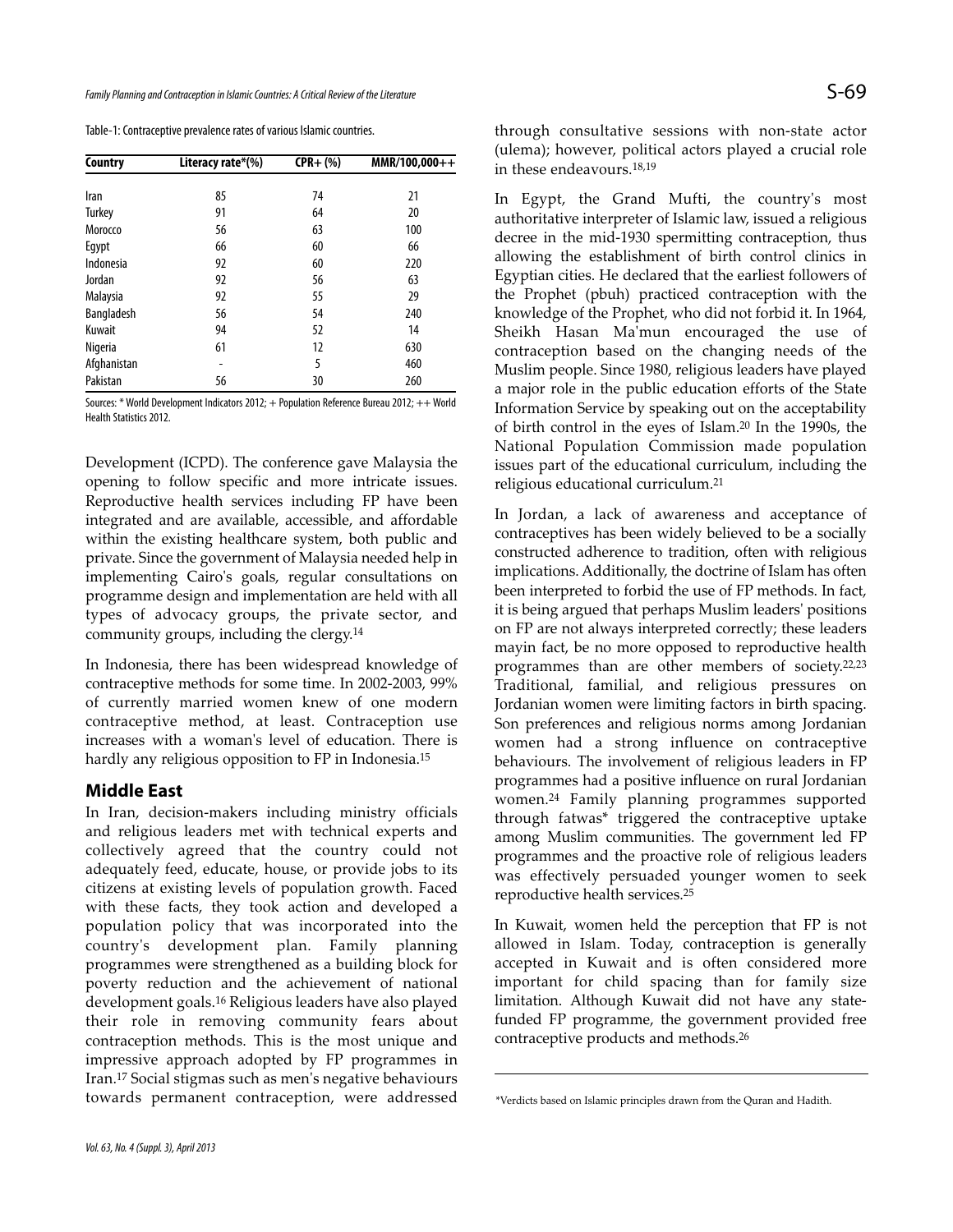Table-1: Contraceptive prevalence rates of various Islamic countries.

| Country | Literacy rate*(%) | CPR+ (%) | MMR/100,000++ |
|---|---|---|---|
| Iran | 85 | 74 | 21 |
| Turkey | 91 | 64 | 20 |
| Morocco | 56 | 63 | 100 |
| Egypt | 66 | 60 | 66 |
| Indonesia | 92 | 60 | 220 |
| Jordan | 92 | 56 | 63 |
| Malaysia | 92 | 55 | 29 |
| Bangladesh | 56 | 54 | 240 |
| Kuwait | 94 | 52 | 14 |
| Nigeria | 61 | 12 | 630 |
| Afghanistan | - | 5 | 460 |
| Pakistan | 56 | 30 | 260 |

Sources: * World Development Indicators 2012; + Population Reference Bureau 2012; ++ World Health Statistics 2012.

Development (ICPD). The conference gave Malaysia the opening to follow specific and more intricate issues. Reproductive health services including FP have been integrated and are available, accessible, and affordable within the existing healthcare system, both public and private. Since the government of Malaysia needed help in implementing Cairo's goals, regular consultations on programme design and implementation are held with all types of advocacy groups, the private sector, and community groups, including the clergy.[14]

In Indonesia, there has been widespread knowledge of contraceptive methods for some time. In 2002-2003, 99% of currently married women knew of one modern contraceptive method, at least. Contraception use increases with a woman's level of education. There is hardly any religious opposition to FP in Indonesia.[15]

## Middle East

In Iran, decision-makers including ministry officials and religious leaders met with technical experts and collectively agreed that the country could not adequately feed, educate, house, or provide jobs to its citizens at existing levels of population growth. Faced with these facts, they took action and developed a population policy that was incorporated into the country's development plan. Family planning programmes were strengthened as a building block for poverty reduction and the achievement of national development goals.[16] Religious leaders have also played their role in removing community fears about contraception methods. This is the most unique and impressive approach adopted by FP programmes in Iran.[17] Social stigmas such as men's negative behaviours towards permanent contraception, were addressed through consultative sessions with non-state actor (ulema); however, political actors played a crucial role in these endeavours.[18,19]

In Egypt, the Grand Mufti, the country's most authoritative interpreter of Islamic law, issued a religious decree in the mid-1930 spermitting contraception, thus allowing the establishment of birth control clinics in Egyptian cities. He declared that the earliest followers of the Prophet (pbuh) practiced contraception with the knowledge of the Prophet, who did not forbid it. In 1964, Sheikh Hasan Ma'mun encouraged the use of contraception based on the changing needs of the Muslim people. Since 1980, religious leaders have played a major role in the public education efforts of the State Information Service by speaking out on the acceptability of birth control in the eyes of Islam.[20] In the 1990s, the National Population Commission made population issues part of the educational curriculum, including the religious educational curriculum.[21]

In Jordan, a lack of awareness and acceptance of contraceptives has been widely believed to be a socially constructed adherence to tradition, often with religious implications. Additionally, the doctrine of Islam has often been interpreted to forbid the use of FP methods. In fact, it is being argued that perhaps Muslim leaders' positions on FP are not always interpreted correctly; these leaders mayin fact, be no more opposed to reproductive health programmes than are other members of society.[22,23] Traditional, familial, and religious pressures on Jordanian women were limiting factors in birth spacing. Son preferences and religious norms among Jordanian women had a strong influence on contraceptive behaviours. The involvement of religious leaders in FP programmes had a positive influence on rural Jordanian women.[24] Family planning programmes supported through fatwas* triggered the contraceptive uptake among Muslim communities. The government led FP programmes and the proactive role of religious leaders was effectively persuaded younger women to seek reproductive health services.[25]

In Kuwait, women held the perception that FP is not allowed in Islam. Today, contraception is generally accepted in Kuwait and is often considered more important for child spacing than for family size limitation. Although Kuwait did not have any state-funded FP programme, the government provided free contraceptive products and methods.[26]

*Verdicts based on Islamic principles drawn from the Quran and Hadith.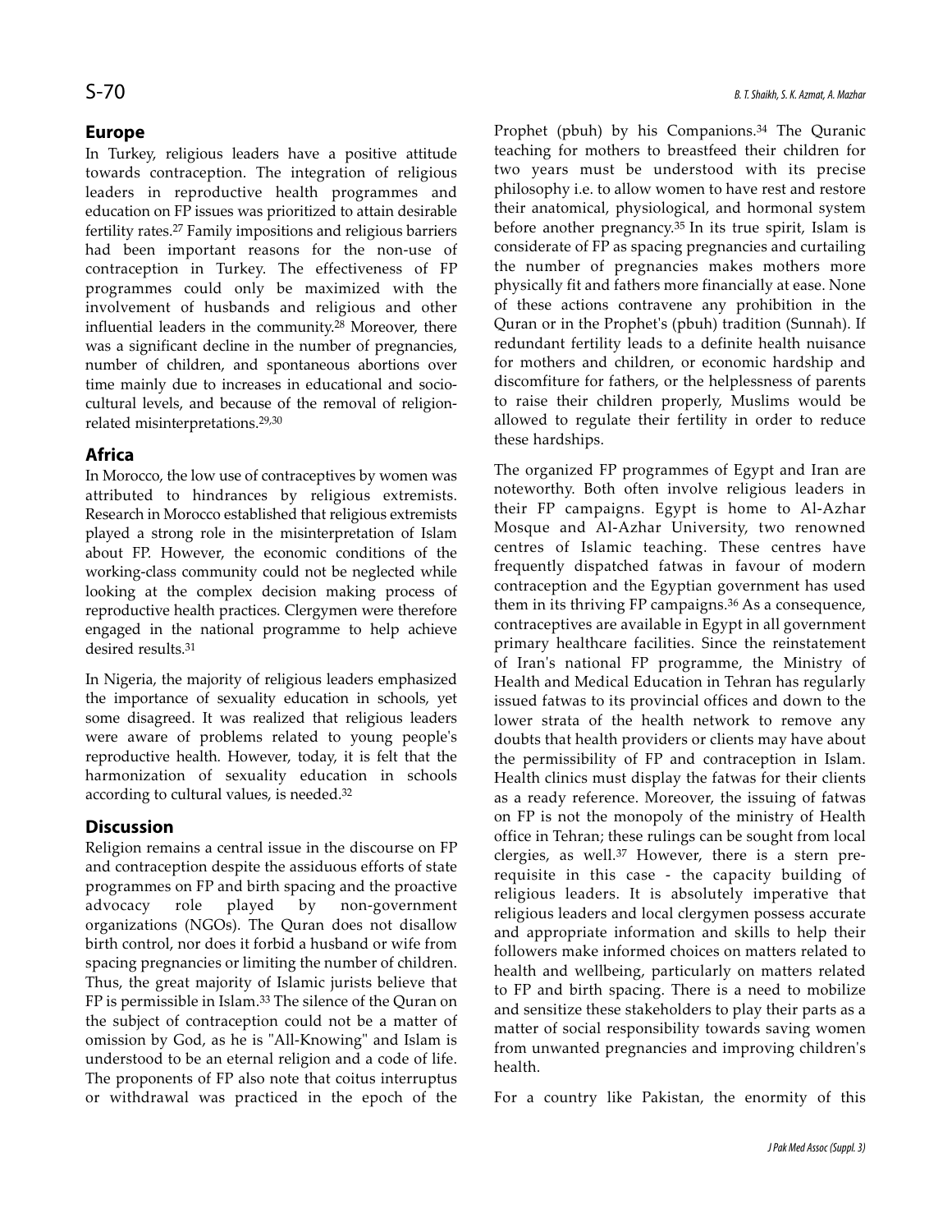## Europe

In Turkey, religious leaders have a positive attitude towards contraception. The integration of religious leaders in reproductive health programmes and education on FP issues was prioritized to attain desirable fertility rates.[27] Family impositions and religious barriers had been important reasons for the non-use of contraception in Turkey. The effectiveness of FP programmes could only be maximized with the involvement of husbands and religious and other influential leaders in the community.[28] Moreover, there was a significant decline in the number of pregnancies, number of children, and spontaneous abortions over time mainly due to increases in educational and socio-cultural levels, and because of the removal of religion-related misinterpretations.[29,30]

## Africa

In Morocco, the low use of contraceptives by women was attributed to hindrances by religious extremists. Research in Morocco established that religious extremists played a strong role in the misinterpretation of Islam about FP. However, the economic conditions of the working-class community could not be neglected while looking at the complex decision making process of reproductive health practices. Clergymen were therefore engaged in the national programme to help achieve desired results.[31]

In Nigeria, the majority of religious leaders emphasized the importance of sexuality education in schools, yet some disagreed. It was realized that religious leaders were aware of problems related to young people's reproductive health. However, today, it is felt that the harmonization of sexuality education in schools according to cultural values, is needed.[32]

## Discussion

Religion remains a central issue in the discourse on FP and contraception despite the assiduous efforts of state programmes on FP and birth spacing and the proactive advocacy role played by non-government organizations (NGOs). The Quran does not disallow birth control, nor does it forbid a husband or wife from spacing pregnancies or limiting the number of children. Thus, the great majority of Islamic jurists believe that FP is permissible in Islam.[33] The silence of the Quran on the subject of contraception could not be a matter of omission by God, as he is "All-Knowing" and Islam is understood to be an eternal religion and a code of life. The proponents of FP also note that coitus interruptus or withdrawal was practiced in the epoch of the Prophet (pbuh) by his Companions.[34] The Quranic teaching for mothers to breastfeed their children for two years must be understood with its precise philosophy i.e. to allow women to have rest and restore their anatomical, physiological, and hormonal system before another pregnancy.[35] In its true spirit, Islam is considerate of FP as spacing pregnancies and curtailing the number of pregnancies makes mothers more physically fit and fathers more financially at ease. None of these actions contravene any prohibition in the Quran or in the Prophet's (pbuh) tradition (Sunnah). If redundant fertility leads to a definite health nuisance for mothers and children, or economic hardship and discomfiture for fathers, or the helplessness of parents to raise their children properly, Muslims would be allowed to regulate their fertility in order to reduce these hardships.

The organized FP programmes of Egypt and Iran are noteworthy. Both often involve religious leaders in their FP campaigns. Egypt is home to Al-Azhar Mosque and Al-Azhar University, two renowned centres of Islamic teaching. These centres have frequently dispatched fatwas in favour of modern contraception and the Egyptian government has used them in its thriving FP campaigns.[36] As a consequence, contraceptives are available in Egypt in all government primary healthcare facilities. Since the reinstatement of Iran's national FP programme, the Ministry of Health and Medical Education in Tehran has regularly issued fatwas to its provincial offices and down to the lower strata of the health network to remove any doubts that health providers or clients may have about the permissibility of FP and contraception in Islam. Health clinics must display the fatwas for their clients as a ready reference. Moreover, the issuing of fatwas on FP is not the monopoly of the ministry of Health office in Tehran; these rulings can be sought from local clergies, as well.[37] However, there is a stern pre-requisite in this case - the capacity building of religious leaders. It is absolutely imperative that religious leaders and local clergymen possess accurate and appropriate information and skills to help their followers make informed choices on matters related to health and wellbeing, particularly on matters related to FP and birth spacing. There is a need to mobilize and sensitize these stakeholders to play their parts as a matter of social responsibility towards saving women from unwanted pregnancies and improving children's health.

For a country like Pakistan, the enormity of this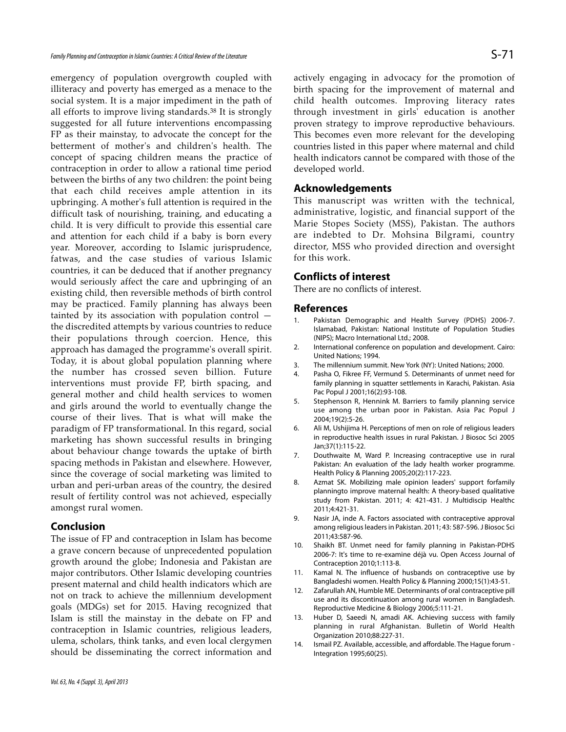emergency of population overgrowth coupled with illiteracy and poverty has emerged as a menace to the social system. It is a major impediment in the path of all efforts to improve living standards.[38] It is strongly suggested for all future interventions encompassing FP as their mainstay, to advocate the concept for the betterment of mother's and children's health. The concept of spacing children means the practice of contraception in order to allow a rational time period between the births of any two children: the point being that each child receives ample attention in its upbringing. A mother's full attention is required in the difficult task of nourishing, training, and educating a child. It is very difficult to provide this essential care and attention for each child if a baby is born every year. Moreover, according to Islamic jurisprudence, fatwas, and the case studies of various Islamic countries, it can be deduced that if another pregnancy would seriously affect the care and upbringing of an existing child, then reversible methods of birth control may be practiced. Family planning has always been tainted by its association with population control — the discredited attempts by various countries to reduce their populations through coercion. Hence, this approach has damaged the programme's overall spirit. Today, it is about global population planning where the number has crossed seven billion. Future interventions must provide FP, birth spacing, and general mother and child health services to women and girls around the world to eventually change the course of their lives. That is what will make the paradigm of FP transformational. In this regard, social marketing has shown successful results in bringing about behaviour change towards the uptake of birth spacing methods in Pakistan and elsewhere. However, since the coverage of social marketing was limited to urban and peri-urban areas of the country, the desired result of fertility control was not achieved, especially amongst rural women.

## Conclusion

The issue of FP and contraception in Islam has become a grave concern because of unprecedented population growth around the globe; Indonesia and Pakistan are major contributors. Other Islamic developing countries present maternal and child health indicators which are not on track to achieve the millennium development goals (MDGs) set for 2015. Having recognized that Islam is still the mainstay in the debate on FP and contraception in Islamic countries, religious leaders, ulema, scholars, think tanks, and even local clergymen should be disseminating the correct information and actively engaging in advocacy for the promotion of birth spacing for the improvement of maternal and child health outcomes. Improving literacy rates through investment in girls' education is another proven strategy to improve reproductive behaviours. This becomes even more relevant for the developing countries listed in this paper where maternal and child health indicators cannot be compared with those of the developed world.

## Acknowledgements

This manuscript was written with the technical, administrative, logistic, and financial support of the Marie Stopes Society (MSS), Pakistan. The authors are indebted to Dr. Mohsina Bilgrami, country director, MSS who provided direction and oversight for this work.

## Conflicts of interest

There are no conflicts of interest.

## References

1. Pakistan Demographic and Health Survey (PDHS) 2006-7. Islamabad, Pakistan: National Institute of Population Studies (NIPS); Macro International Ltd.; 2008.
2. International conference on population and development. Cairo: United Nations; 1994.
3. The millennium summit. New York (NY): United Nations; 2000.
4. Pasha O, Fikree FF, Vermund S. Determinants of unmet need for family planning in squatter settlements in Karachi, Pakistan. Asia Pac Popul J 2001;16(2):93-108.
5. Stephenson R, Hennink M. Barriers to family planning service use among the urban poor in Pakistan. Asia Pac Popul J 2004;19(2):5-26.
6. Ali M, Ushijima H. Perceptions of men on role of religious leaders in reproductive health issues in rural Pakistan. J Biosoc Sci 2005 Jan;37(1):115-22.
7. Douthwaite M, Ward P. Increasing contraceptive use in rural Pakistan: An evaluation of the lady health worker programme. Health Policy & Planning 2005;20(2):117-223.
8. Azmat SK. Mobilizing male opinion leaders' support forfamily planningto improve maternal health: A theory-based qualitative study from Pakistan. 2011; 4: 421-431. J Multidiscip Healthc 2011;4:421-31.
9. Nasir JA, inde A. Factors associated with contraceptive approval among religious leaders in Pakistan. 2011; 43: 587-596. J Biosoc Sci 2011;43:587-96.
10. Shaikh BT. Unmet need for family planning in Pakistan-PDHS 2006-7: It's time to re-examine déjà vu. Open Access Journal of Contraception 2010;1:113-8.
11. Kamal N. The influence of husbands on contraceptive use by Bangladeshi women. Health Policy & Planning 2000;15(1):43-51.
12. Zafarullah AN, Humble ME. Determinants of oral contraceptive pill use and its discontinuation among rural women in Bangladesh. Reproductive Medicine & Biology 2006;5:111-21.
13. Huber D, Saeedi N, amadi AK. Achieving success with family planning in rural Afghanistan. Bulletin of World Health Organization 2010;88:227-31.
14. Ismail PZ. Available, accessible, and affordable. The Hague forum - Integration 1995;60(25).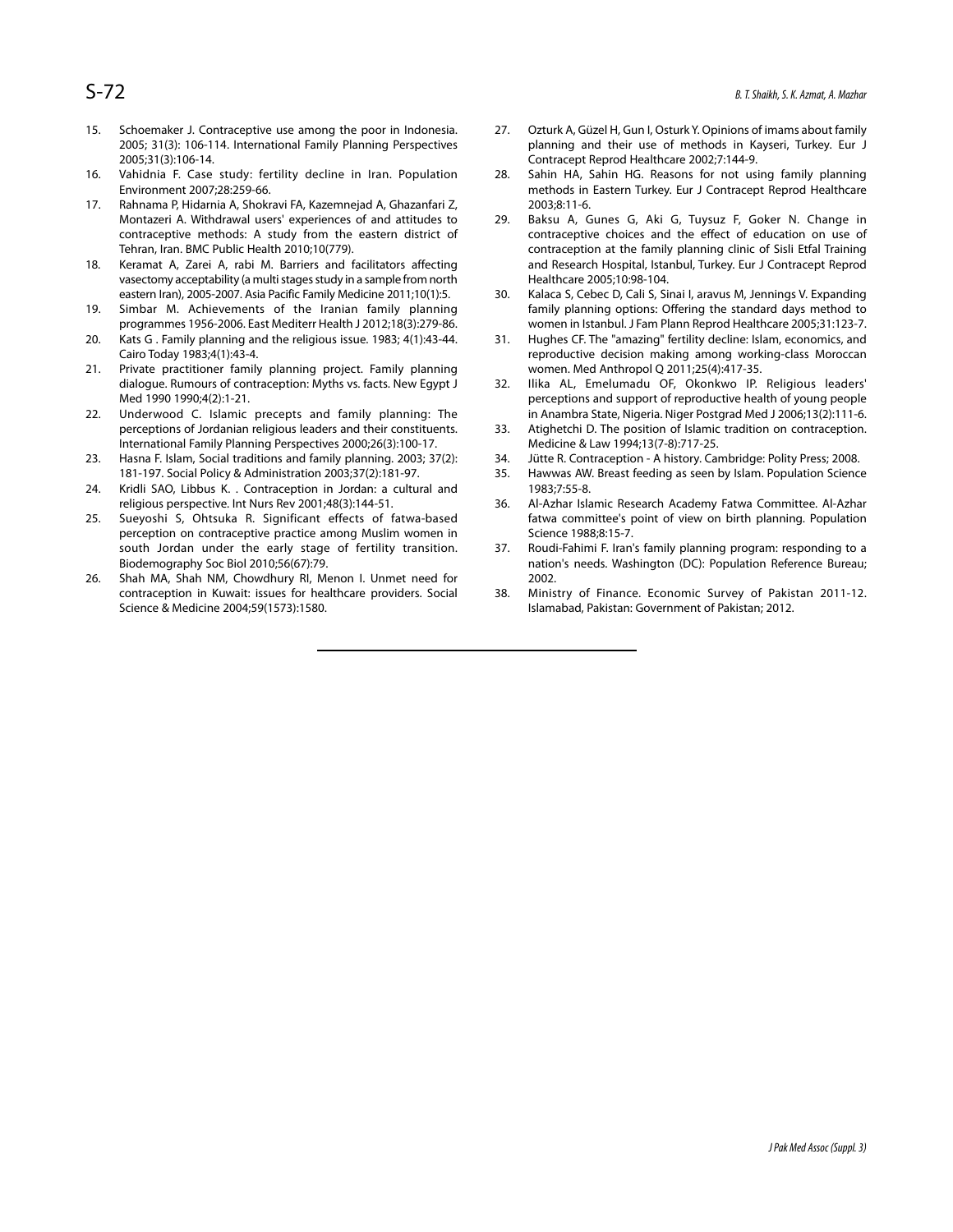15. Schoemaker J. Contraceptive use among the poor in Indonesia. 2005; 31(3): 106-114. International Family Planning Perspectives 2005;31(3):106-14.
16. Vahidnia F. Case study: fertility decline in Iran. Population Environment 2007;28:259-66.
17. Rahnama P, Hidarnia A, Shokravi FA, Kazemnejad A, Ghazanfari Z, Montazeri A. Withdrawal users' experiences of and attitudes to contraceptive methods: A study from the eastern district of Tehran, Iran. BMC Public Health 2010;10(779).
18. Keramat A, Zarei A, rabi M. Barriers and facilitators affecting vasectomy acceptability (a multi stages study in a sample from north eastern Iran), 2005-2007. Asia Pacific Family Medicine 2011;10(1):5.
19. Simbar M. Achievements of the Iranian family planning programmes 1956-2006. East Mediterr Health J 2012;18(3):279-86.
20. Kats G . Family planning and the religious issue. 1983; 4(1):43-44. Cairo Today 1983;4(1):43-4.
21. Private practitioner family planning project. Family planning dialogue. Rumours of contraception: Myths vs. facts. New Egypt J Med 1990 1990;4(2):1-21.
22. Underwood C. Islamic precepts and family planning: The perceptions of Jordanian religious leaders and their constituents. International Family Planning Perspectives 2000;26(3):100-17.
23. Hasna F. Islam, Social traditions and family planning. 2003; 37(2): 181-197. Social Policy & Administration 2003;37(2):181-97.
24. Kridli SAO, Libbus K. . Contraception in Jordan: a cultural and religious perspective. Int Nurs Rev 2001;48(3):144-51.
25. Sueyoshi S, Ohtsuka R. Significant effects of fatwa-based perception on contraceptive practice among Muslim women in south Jordan under the early stage of fertility transition. Biodemography Soc Biol 2010;56(67):79.
26. Shah MA, Shah NM, Chowdhury RI, Menon I. Unmet need for contraception in Kuwait: issues for healthcare providers. Social Science & Medicine 2004;59(1573):1580.
27. Ozturk A, Güzel H, Gun I, Osturk Y. Opinions of imams about family planning and their use of methods in Kayseri, Turkey. Eur J Contracept Reprod Healthcare 2002;7:144-9.
28. Sahin HA, Sahin HG. Reasons for not using family planning methods in Eastern Turkey. Eur J Contracept Reprod Healthcare 2003;8:11-6.
29. Baksu A, Gunes G, Aki G, Tuysuz F, Goker N. Change in contraceptive choices and the effect of education on use of contraception at the family planning clinic of Sisli Etfal Training and Research Hospital, Istanbul, Turkey. Eur J Contracept Reprod Healthcare 2005;10:98-104.
30. Kalaca S, Cebec D, Cali S, Sinai I, aravus M, Jennings V. Expanding family planning options: Offering the standard days method to women in Istanbul. J Fam Plann Reprod Healthcare 2005;31:123-7.
31. Hughes CF. The "amazing" fertility decline: Islam, economics, and reproductive decision making among working-class Moroccan women. Med Anthropol Q 2011;25(4):417-35.
32. Ilika AL, Emelumadu OF, Okonkwo IP. Religious leaders' perceptions and support of reproductive health of young people in Anambra State, Nigeria. Niger Postgrad Med J 2006;13(2):111-6.
33. Atighetchi D. The position of Islamic tradition on contraception. Medicine & Law 1994;13(7-8):717-25.
34. Jütte R. Contraception - A history. Cambridge: Polity Press; 2008.
35. Hawwas AW. Breast feeding as seen by Islam. Population Science 1983;7:55-8.
36. Al-Azhar Islamic Research Academy Fatwa Committee. Al-Azhar fatwa committee's point of view on birth planning. Population Science 1988;8:15-7.
37. Roudi-Fahimi F. Iran's family planning program: responding to a nation's needs. Washington (DC): Population Reference Bureau; 2002.
38. Ministry of Finance. Economic Survey of Pakistan 2011-12. Islamabad, Pakistan: Government of Pakistan; 2012.